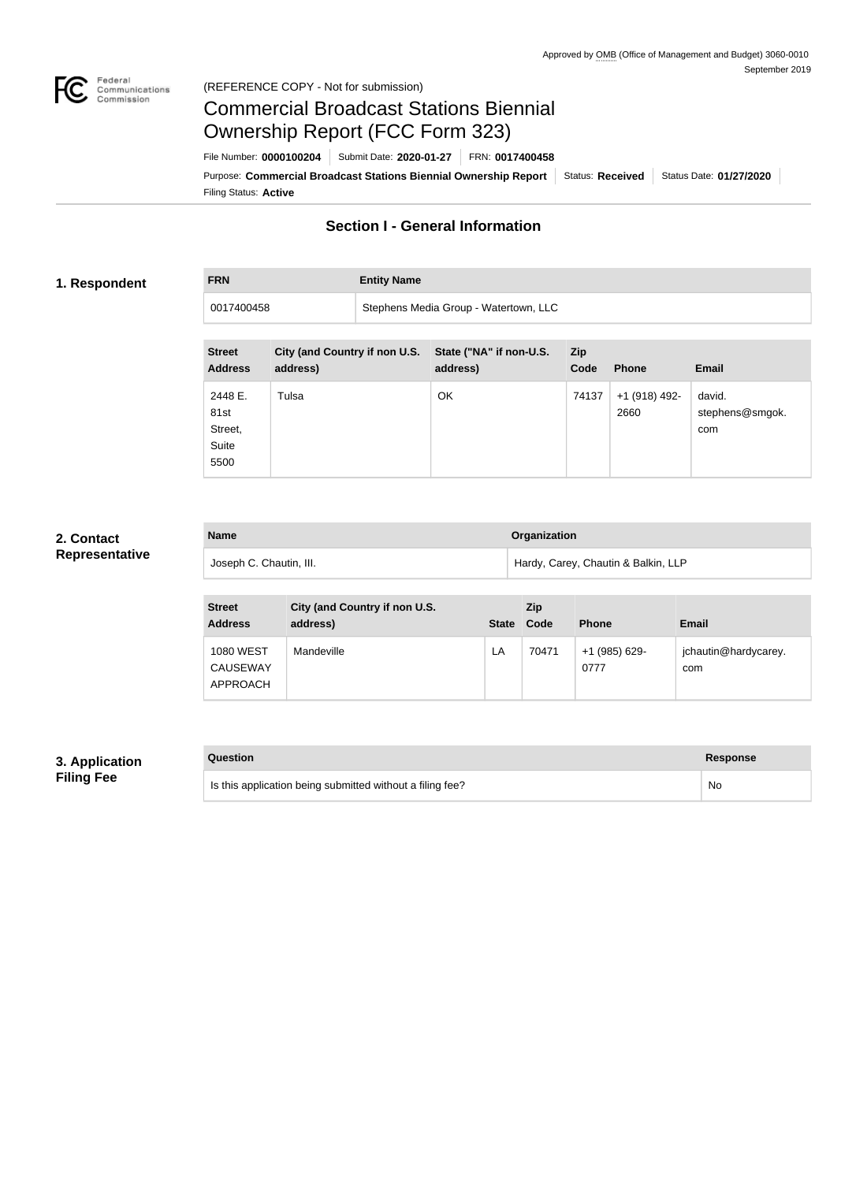Approved by OMB (Office of Management and Budget) 3060-0010
September 2019

(REFERENCE COPY - Not for submission)

# Commercial Broadcast Stations Biennial Ownership Report (FCC Form 323)

File Number: **0000100204** | Submit Date: **2020-01-27** | FRN: **0017400458**

Purpose: **Commercial Broadcast Stations Biennial Ownership Report** | Status: **Received** | Status Date: **01/27/2020**

Filing Status: **Active**

## Section I - General Information

### 1. Respondent

| FRN | Entity Name |
| --- | --- |
| 0017400458 | Stephens Media Group - Watertown, LLC |

| Street Address | City (and Country if non U.S. address) | State ("NA" if non-U.S. address) | Zip Code | Phone | Email |
| --- | --- | --- | --- | --- | --- |
| 2448 E. 81st Street, Suite 5500 | Tulsa | OK | 74137 | +1 (918) 492-2660 | david.stephens@smgok.com |

### 2. Contact Representative

| Name | Organization |
| --- | --- |
| Joseph C. Chautin, III. | Hardy, Carey, Chautin & Balkin, LLP |

| Street Address | City (and Country if non U.S. address) | State | Zip Code | Phone | Email |
| --- | --- | --- | --- | --- | --- |
| 1080 WEST CAUSEWAY APPROACH | Mandeville | LA | 70471 | +1 (985) 629-0777 | jchautin@hardycarey.com |

### 3. Application Filing Fee

| Question | Response |
| --- | --- |
| Is this application being submitted without a filing fee? | No |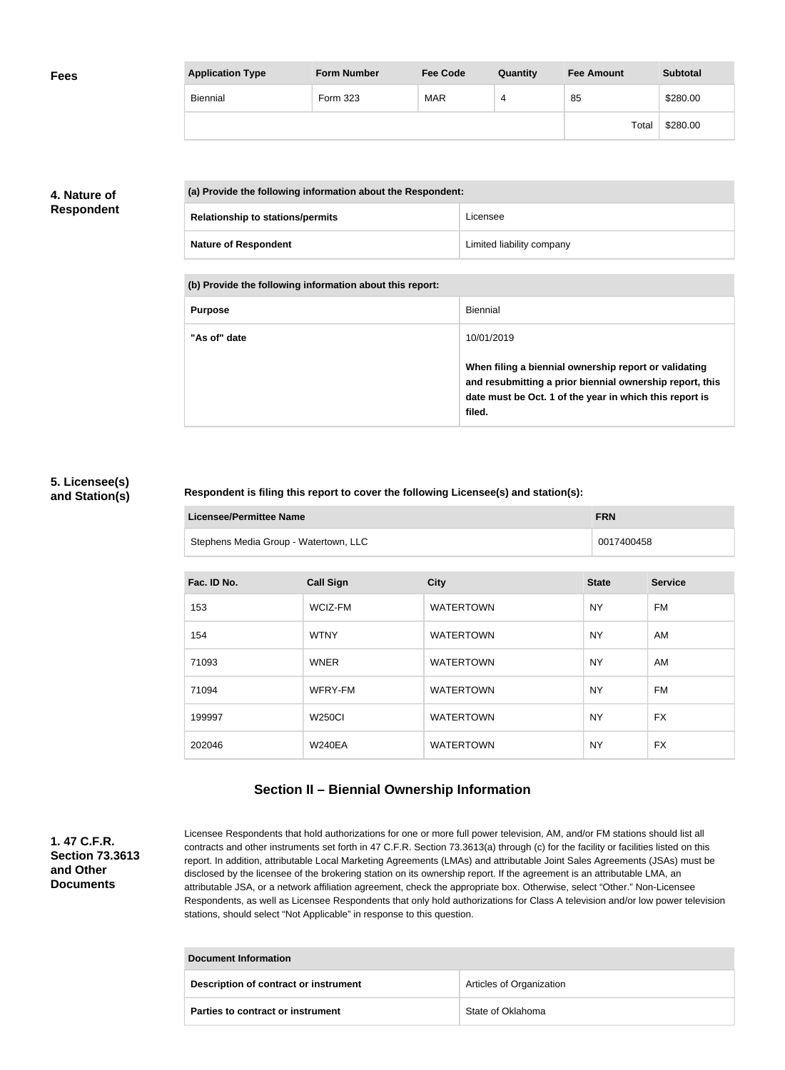**Fees**

| Application Type | Form Number | Fee Code | Quantity | Fee Amount | Subtotal |
|---|---|---|---|---|---|
| Biennial | Form 323 | MAR | 4 | 85 | $280.00 |
| | | | | Total | $280.00 |

## 4. Nature of Respondent

| (a) Provide the following information about the Respondent: | |
|---|---|
| Relationship to stations/permits | Licensee |
| Nature of Respondent | Limited liability company |

| (b) Provide the following information about this report: | |
|---|---|
| Purpose | Biennial |
| "As of" date | 10/01/2019<br><br>**When filing a biennial ownership report or validating and resubmitting a prior biennial ownership report, this date must be Oct. 1 of the year in which this report is filed.** |

## 5. Licensee(s) and Station(s)

**Respondent is filing this report to cover the following Licensee(s) and station(s):**

| Licensee/Permittee Name | FRN |
|---|---|
| Stephens Media Group - Watertown, LLC | 0017400458 |

| Fac. ID No. | Call Sign | City | State | Service |
|---|---|---|---|---|
| 153 | WCIZ-FM | WATERTOWN | NY | FM |
| 154 | WTNY | WATERTOWN | NY | AM |
| 71093 | WNER | WATERTOWN | NY | AM |
| 71094 | WFRY-FM | WATERTOWN | NY | FM |
| 199997 | W250CI | WATERTOWN | NY | FX |
| 202046 | W240EA | WATERTOWN | NY | FX |

## Section II – Biennial Ownership Information

### 1. 47 C.F.R. Section 73.3613 and Other Documents

Licensee Respondents that hold authorizations for one or more full power television, AM, and/or FM stations should list all contracts and other instruments set forth in 47 C.F.R. Section 73.3613(a) through (c) for the facility or facilities listed on this report. In addition, attributable Local Marketing Agreements (LMAs) and attributable Joint Sales Agreements (JSAs) must be disclosed by the licensee of the brokering station on its ownership report. If the agreement is an attributable LMA, an attributable JSA, or a network affiliation agreement, check the appropriate box. Otherwise, select "Other." Non-Licensee Respondents, as well as Licensee Respondents that only hold authorizations for Class A television and/or low power television stations, should select "Not Applicable" in response to this question.

| Document Information | |
|---|---|
| Description of contract or instrument | Articles of Organization |
| Parties to contract or instrument | State of Oklahoma |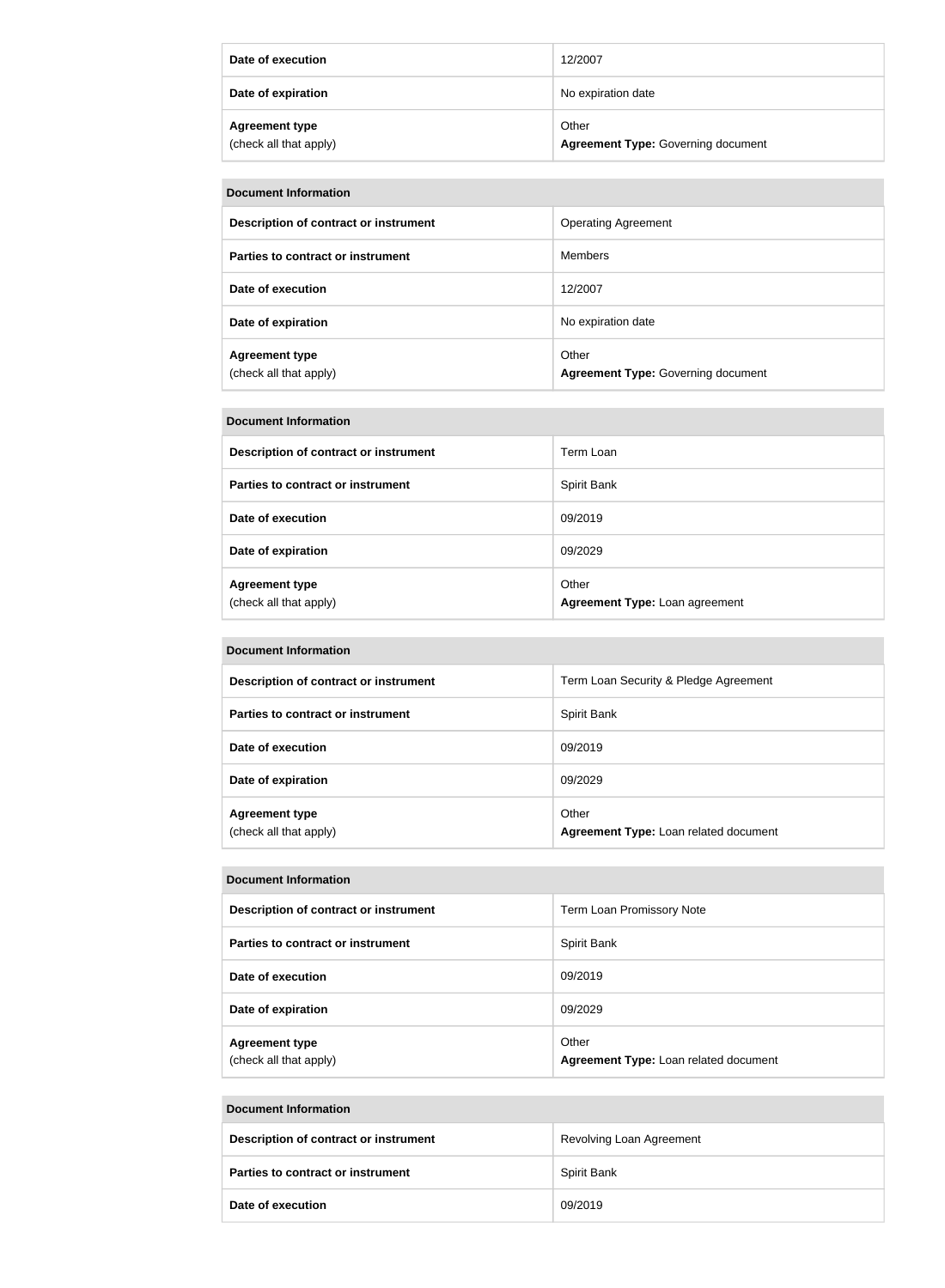| | |
|---|---|
| **Date of execution** | 12/2007 |
| **Date of expiration** | No expiration date |
| **Agreement type** (check all that apply) | Other **Agreement Type:** Governing document |

| **Document Information** | |
|---|---|
| **Description of contract or instrument** | Operating Agreement |
| **Parties to contract or instrument** | Members |
| **Date of execution** | 12/2007 |
| **Date of expiration** | No expiration date |
| **Agreement type** (check all that apply) | Other **Agreement Type:** Governing document |

| **Document Information** | |
|---|---|
| **Description of contract or instrument** | Term Loan |
| **Parties to contract or instrument** | Spirit Bank |
| **Date of execution** | 09/2019 |
| **Date of expiration** | 09/2029 |
| **Agreement type** (check all that apply) | Other **Agreement Type:** Loan agreement |

| **Document Information** | |
|---|---|
| **Description of contract or instrument** | Term Loan Security & Pledge Agreement |
| **Parties to contract or instrument** | Spirit Bank |
| **Date of execution** | 09/2019 |
| **Date of expiration** | 09/2029 |
| **Agreement type** (check all that apply) | Other **Agreement Type:** Loan related document |

| **Document Information** | |
|---|---|
| **Description of contract or instrument** | Term Loan Promissory Note |
| **Parties to contract or instrument** | Spirit Bank |
| **Date of execution** | 09/2019 |
| **Date of expiration** | 09/2029 |
| **Agreement type** (check all that apply) | Other **Agreement Type:** Loan related document |

| **Document Information** | |
|---|---|
| **Description of contract or instrument** | Revolving Loan Agreement |
| **Parties to contract or instrument** | Spirit Bank |
| **Date of execution** | 09/2019 |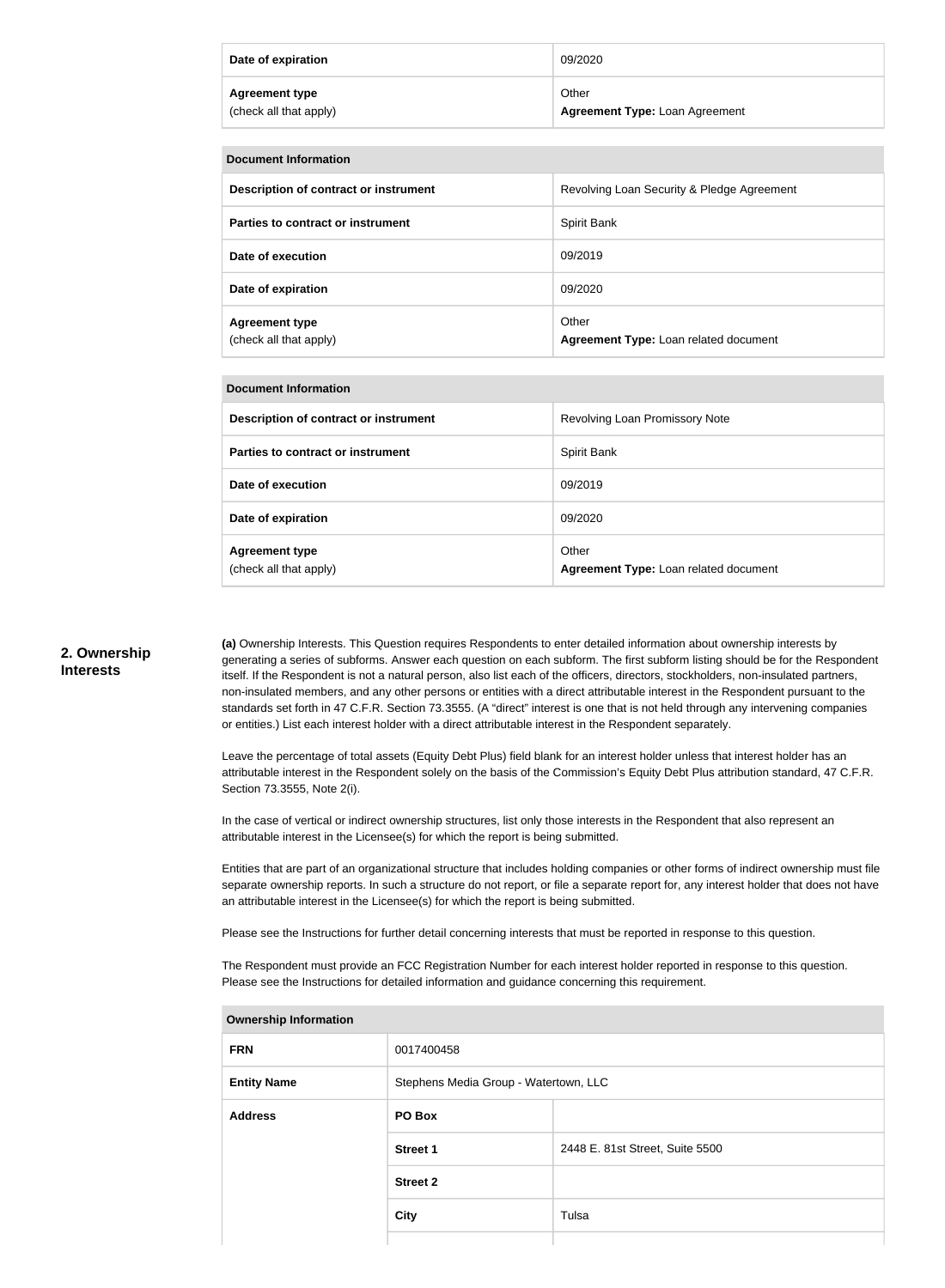| Date of expiration | 09/2020 |
| --- | --- |
| Agreement type (check all that apply) | Other<br>**Agreement Type:** Loan Agreement |

| Document Information | |
| --- | --- |
| Description of contract or instrument | Revolving Loan Security & Pledge Agreement |
| Parties to contract or instrument | Spirit Bank |
| Date of execution | 09/2019 |
| Date of expiration | 09/2020 |
| Agreement type (check all that apply) | Other<br>**Agreement Type:** Loan related document |

| Document Information | |
| --- | --- |
| Description of contract or instrument | Revolving Loan Promissory Note |
| Parties to contract or instrument | Spirit Bank |
| Date of execution | 09/2019 |
| Date of expiration | 09/2020 |
| Agreement type (check all that apply) | Other<br>**Agreement Type:** Loan related document |

## 2. Ownership Interests

**(a)** Ownership Interests. This Question requires Respondents to enter detailed information about ownership interests by generating a series of subforms. Answer each question on each subform. The first subform listing should be for the Respondent itself. If the Respondent is not a natural person, also list each of the officers, directors, stockholders, non-insulated partners, non-insulated members, and any other persons or entities with a direct attributable interest in the Respondent pursuant to the standards set forth in 47 C.F.R. Section 73.3555. (A "direct" interest is one that is not held through any intervening companies or entities.) List each interest holder with a direct attributable interest in the Respondent separately.

Leave the percentage of total assets (Equity Debt Plus) field blank for an interest holder unless that interest holder has an attributable interest in the Respondent solely on the basis of the Commission's Equity Debt Plus attribution standard, 47 C.F.R. Section 73.3555, Note 2(i).

In the case of vertical or indirect ownership structures, list only those interests in the Respondent that also represent an attributable interest in the Licensee(s) for which the report is being submitted.

Entities that are part of an organizational structure that includes holding companies or other forms of indirect ownership must file separate ownership reports. In such a structure do not report, or file a separate report for, any interest holder that does not have an attributable interest in the Licensee(s) for which the report is being submitted.

Please see the Instructions for further detail concerning interests that must be reported in response to this question.

The Respondent must provide an FCC Registration Number for each interest holder reported in response to this question. Please see the Instructions for detailed information and guidance concerning this requirement.

| Ownership Information | | |
| --- | --- | --- |
| FRN | 0017400458 | |
| Entity Name | Stephens Media Group - Watertown, LLC | |
| Address | PO Box | |
| | Street 1 | 2448 E. 81st Street, Suite 5500 |
| | Street 2 | |
| | City | Tulsa |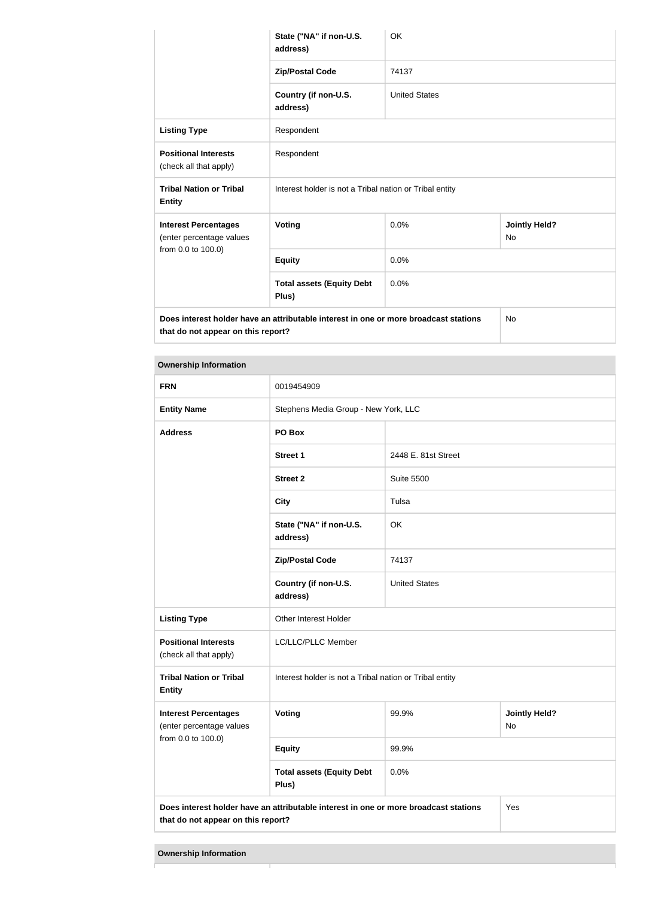| | | | |
|---|---|---|---|
| | State ("NA" if non-U.S. address) | OK | |
| | Zip/Postal Code | 74137 | |
| | Country (if non-U.S. address) | United States | |
| **Listing Type** | Respondent | | |
| **Positional Interests** (check all that apply) | Respondent | | |
| **Tribal Nation or Tribal Entity** | Interest holder is not a Tribal nation or Tribal entity | | |
| **Interest Percentages** (enter percentage values from 0.0 to 100.0) | **Voting** | 0.0% | **Jointly Held?** No |
| | **Equity** | 0.0% | |
| | **Total assets (Equity Debt Plus)** | 0.0% | |
| **Does interest holder have an attributable interest in one or more broadcast stations that do not appear on this report?** | | | No |

**Ownership Information**

| | | | |
|---|---|---|---|
| **FRN** | 0019454909 | | |
| **Entity Name** | Stephens Media Group - New York, LLC | | |
| **Address** | **PO Box** | | |
| | **Street 1** | 2448 E. 81st Street | |
| | **Street 2** | Suite 5500 | |
| | **City** | Tulsa | |
| | **State ("NA" if non-U.S. address)** | OK | |
| | **Zip/Postal Code** | 74137 | |
| | **Country (if non-U.S. address)** | United States | |
| **Listing Type** | Other Interest Holder | | |
| **Positional Interests** (check all that apply) | LC/LLC/PLLC Member | | |
| **Tribal Nation or Tribal Entity** | Interest holder is not a Tribal nation or Tribal entity | | |
| **Interest Percentages** (enter percentage values from 0.0 to 100.0) | **Voting** | 99.9% | **Jointly Held?** No |
| | **Equity** | 99.9% | |
| | **Total assets (Equity Debt Plus)** | 0.0% | |
| **Does interest holder have an attributable interest in one or more broadcast stations that do not appear on this report?** | | | Yes |

**Ownership Information**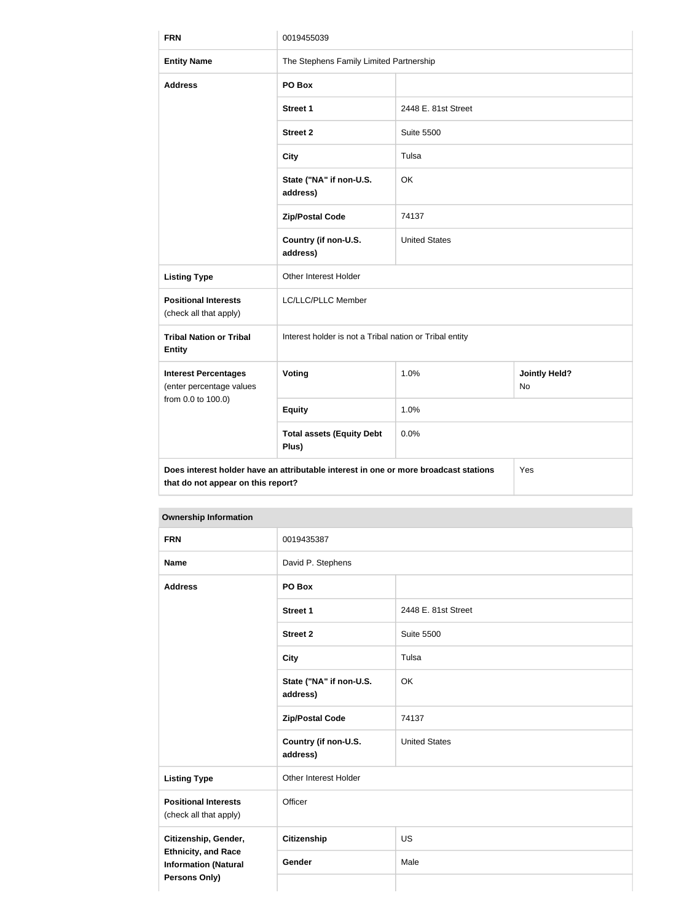| | | | |
|---|---|---|---|
| **FRN** | 0019455039 | | |
| **Entity Name** | The Stephens Family Limited Partnership | | |
| **Address** | **PO Box** | | |
| | **Street 1** | 2448 E. 81st Street | |
| | **Street 2** | Suite 5500 | |
| | **City** | Tulsa | |
| | **State ("NA" if non-U.S. address)** | OK | |
| | **Zip/Postal Code** | 74137 | |
| | **Country (if non-U.S. address)** | United States | |
| **Listing Type** | Other Interest Holder | | |
| **Positional Interests** (check all that apply) | LC/LLC/PLLC Member | | |
| **Tribal Nation or Tribal Entity** | Interest holder is not a Tribal nation or Tribal entity | | |
| **Interest Percentages** (enter percentage values from 0.0 to 100.0) | **Voting** | 1.0% | **Jointly Held?** No |
| | **Equity** | 1.0% | |
| | **Total assets (Equity Debt Plus)** | 0.0% | |
| **Does interest holder have an attributable interest in one or more broadcast stations that do not appear on this report?** | | | Yes |

**Ownership Information**

| | | |
|---|---|---|
| **FRN** | 0019435387 | |
| **Name** | David P. Stephens | |
| **Address** | **PO Box** | |
| | **Street 1** | 2448 E. 81st Street |
| | **Street 2** | Suite 5500 |
| | **City** | Tulsa |
| | **State ("NA" if non-U.S. address)** | OK |
| | **Zip/Postal Code** | 74137 |
| | **Country (if non-U.S. address)** | United States |
| **Listing Type** | Other Interest Holder | |
| **Positional Interests** (check all that apply) | Officer | |
| **Citizenship, Gender, Ethnicity, and Race Information (Natural Persons Only)** | **Citizenship** | US |
| | **Gender** | Male |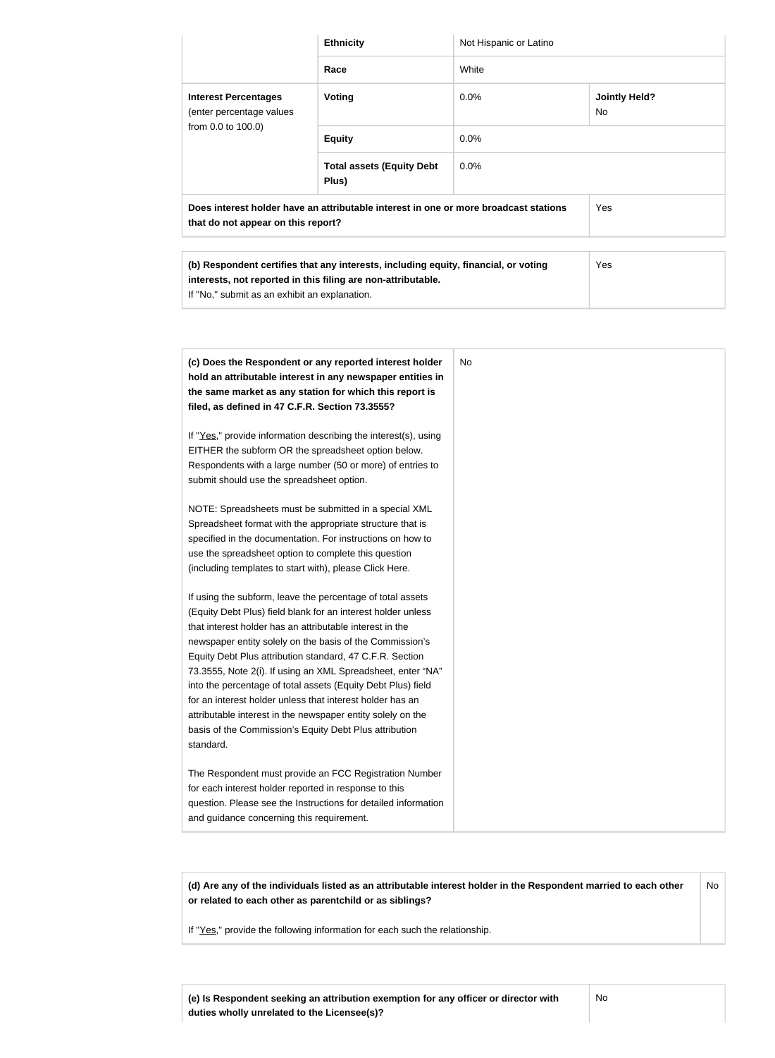| | | | |
|---|---|---|---|
| | **Ethnicity** | Not Hispanic or Latino | |
| | **Race** | White | |
| **Interest Percentages** (enter percentage values from 0.0 to 100.0) | **Voting** | 0.0% | **Jointly Held?** No |
| | **Equity** | 0.0% | |
| | **Total assets (Equity Debt Plus)** | 0.0% | |
| **Does interest holder have an attributable interest in one or more broadcast stations that do not appear on this report?** | | | Yes |

| | |
|---|---|
| **(b) Respondent certifies that any interests, including equity, financial, or voting interests, not reported in this filing are non-attributable.** If "No," submit as an exhibit an explanation. | Yes |

| | |
|---|---|
| **(c) Does the Respondent or any reported interest holder hold an attributable interest in any newspaper entities in the same market as any station for which this report is filed, as defined in 47 C.F.R. Section 73.3555?**<br><br>If "Yes," provide information describing the interest(s), using EITHER the subform OR the spreadsheet option below. Respondents with a large number (50 or more) of entries to submit should use the spreadsheet option.<br><br>NOTE: Spreadsheets must be submitted in a special XML Spreadsheet format with the appropriate structure that is specified in the documentation. For instructions on how to use the spreadsheet option to complete this question (including templates to start with), please Click Here.<br><br>If using the subform, leave the percentage of total assets (Equity Debt Plus) field blank for an interest holder unless that interest holder has an attributable interest in the newspaper entity solely on the basis of the Commission's Equity Debt Plus attribution standard, 47 C.F.R. Section 73.3555, Note 2(i). If using an XML Spreadsheet, enter "NA" into the percentage of total assets (Equity Debt Plus) field for an interest holder unless that interest holder has an attributable interest in the newspaper entity solely on the basis of the Commission's Equity Debt Plus attribution standard.<br><br>The Respondent must provide an FCC Registration Number for each interest holder reported in response to this question. Please see the Instructions for detailed information and guidance concerning this requirement. | No |

| | |
|---|---|
| **(d) Are any of the individuals listed as an attributable interest holder in the Respondent married to each other or related to each other as parentchild or as siblings?**<br><br>If "Yes," provide the following information for each such the relationship. | No |

| | |
|---|---|
| **(e) Is Respondent seeking an attribution exemption for any officer or director with duties wholly unrelated to the Licensee(s)?** | No |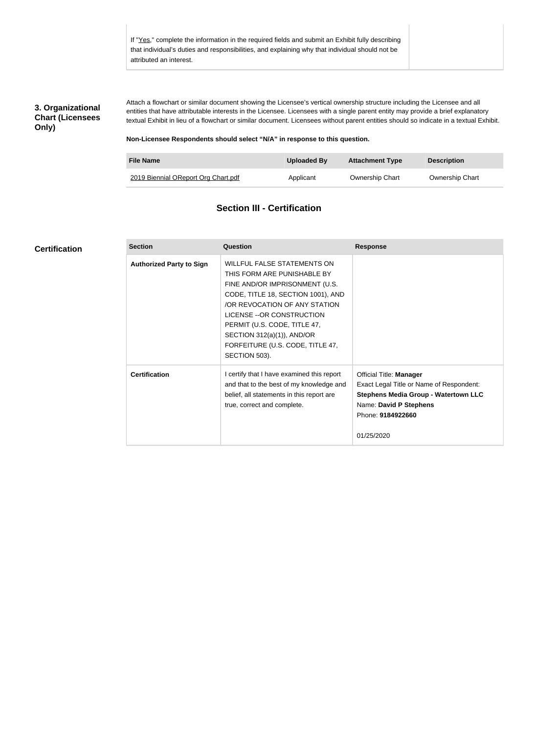| | |
|---|---|
| If "Yes," complete the information in the required fields and submit an Exhibit fully describing that individual's duties and responsibilities, and explaining why that individual should not be attributed an interest. | |

### 3. Organizational Chart (Licensees Only)

Attach a flowchart or similar document showing the Licensee's vertical ownership structure including the Licensee and all entities that have attributable interests in the Licensee. Licensees with a single parent entity may provide a brief explanatory textual Exhibit in lieu of a flowchart or similar document. Licensees without parent entities should so indicate in a textual Exhibit.

**Non-Licensee Respondents should select "N/A" in response to this question.**

| File Name | Uploaded By | Attachment Type | Description |
|---|---|---|---|
| 2019 Biennial OReport Org Chart.pdf | Applicant | Ownership Chart | Ownership Chart |

## Section III - Certification

### Certification

| Section | Question | Response |
|---|---|---|
| **Authorized Party to Sign** | WILLFUL FALSE STATEMENTS ON THIS FORM ARE PUNISHABLE BY FINE AND/OR IMPRISONMENT (U.S. CODE, TITLE 18, SECTION 1001), AND /OR REVOCATION OF ANY STATION LICENSE --OR CONSTRUCTION PERMIT (U.S. CODE, TITLE 47, SECTION 312(a)(1)), AND/OR FORFEITURE (U.S. CODE, TITLE 47, SECTION 503). | |
| **Certification** | I certify that I have examined this report and that to the best of my knowledge and belief, all statements in this report are true, correct and complete. | Official Title: **Manager**<br>Exact Legal Title or Name of Respondent: **Stephens Media Group - Watertown LLC**<br>Name: **David P Stephens**<br>Phone: **9184922660**<br><br>01/25/2020 |